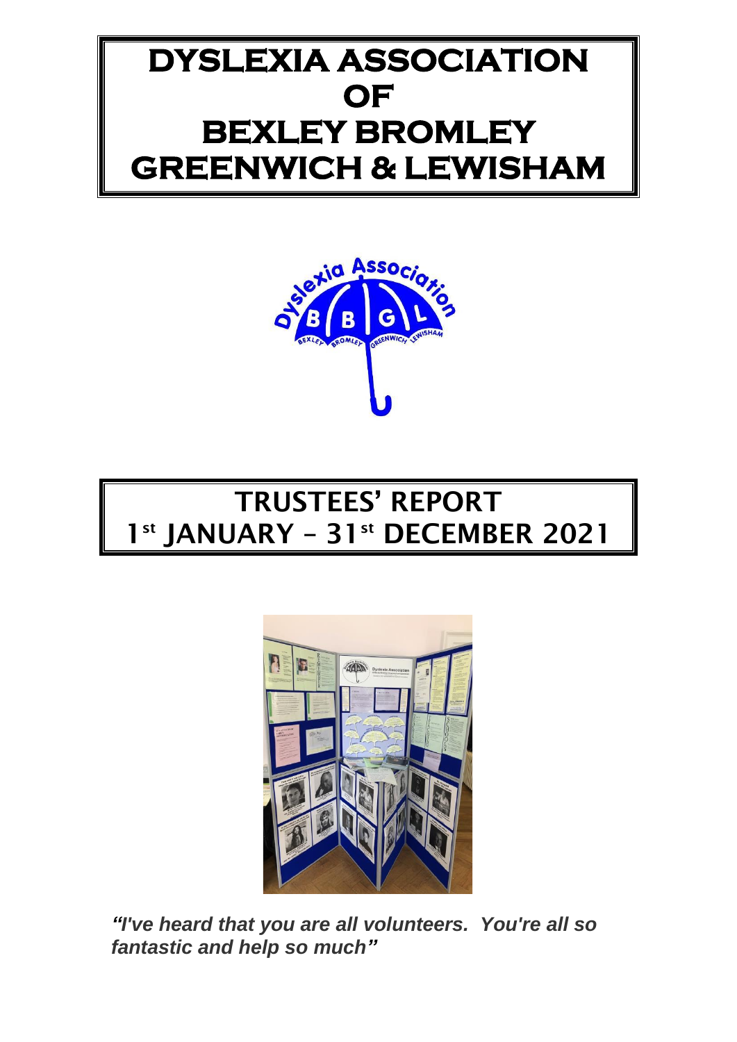# DYSLEXIA ASSOCIATION OF BEXLEY BROMLEY GREENWICH & LEWISHAM

# TRUSTEES' REPORT 1st JANUARY – 31st DECEMBER 2021

***"I've heard that you are all volunteers. You're all so fantastic and help so much"***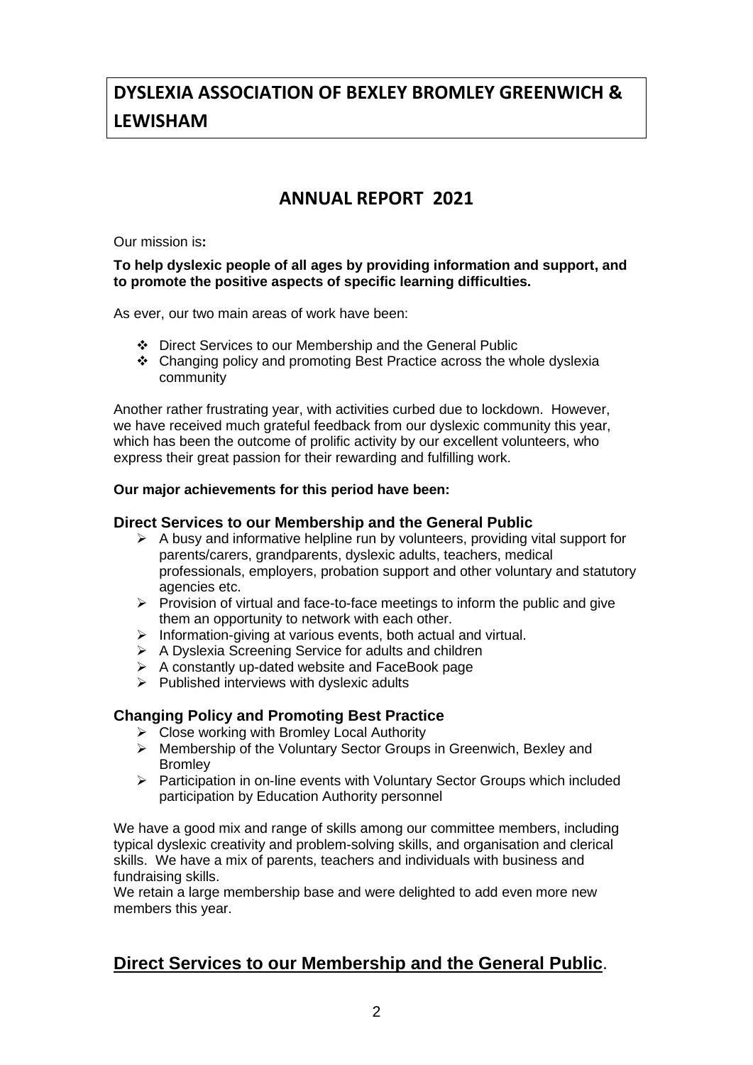# DYSLEXIA ASSOCIATION OF BEXLEY BROMLEY GREENWICH & LEWISHAM

## ANNUAL REPORT 2021

Our mission is**:**

**To help dyslexic people of all ages by providing information and support, and to promote the positive aspects of specific learning difficulties.**

As ever, our two main areas of work have been:

- Direct Services to our Membership and the General Public
- Changing policy and promoting Best Practice across the whole dyslexia community

Another rather frustrating year, with activities curbed due to lockdown. However, we have received much grateful feedback from our dyslexic community this year, which has been the outcome of prolific activity by our excellent volunteers, who express their great passion for their rewarding and fulfilling work.

**Our major achievements for this period have been:**

### Direct Services to our Membership and the General Public

- A busy and informative helpline run by volunteers, providing vital support for parents/carers, grandparents, dyslexic adults, teachers, medical professionals, employers, probation support and other voluntary and statutory agencies etc.
- Provision of virtual and face-to-face meetings to inform the public and give them an opportunity to network with each other.
- Information-giving at various events, both actual and virtual.
- A Dyslexia Screening Service for adults and children
- A constantly up-dated website and FaceBook page
- Published interviews with dyslexic adults

### Changing Policy and Promoting Best Practice

- Close working with Bromley Local Authority
- Membership of the Voluntary Sector Groups in Greenwich, Bexley and Bromley
- Participation in on-line events with Voluntary Sector Groups which included participation by Education Authority personnel

We have a good mix and range of skills among our committee members, including typical dyslexic creativity and problem-solving skills, and organisation and clerical skills. We have a mix of parents, teachers and individuals with business and fundraising skills.
We retain a large membership base and were delighted to add even more new members this year.

## Direct Services to our Membership and the General Public.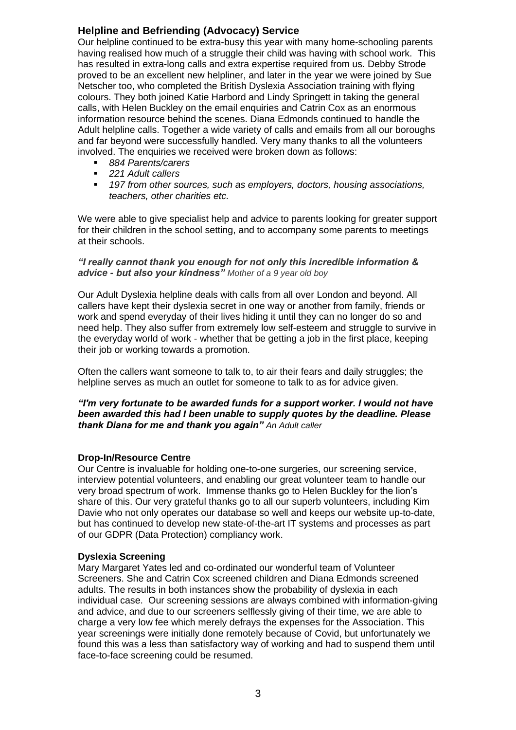## Helpline and Befriending (Advocacy) Service

Our helpline continued to be extra-busy this year with many home-schooling parents having realised how much of a struggle their child was having with school work. This has resulted in extra-long calls and extra expertise required from us. Debby Strode proved to be an excellent new helpliner, and later in the year we were joined by Sue Netscher too, who completed the British Dyslexia Association training with flying colours. They both joined Katie Harbord and Lindy Springett in taking the general calls, with Helen Buckley on the email enquiries and Catrin Cox as an enormous information resource behind the scenes. Diana Edmonds continued to handle the Adult helpline calls. Together a wide variety of calls and emails from all our boroughs and far beyond were successfully handled. Very many thanks to all the volunteers involved. The enquiries we received were broken down as follows:

- *884 Parents/carers*
- *221 Adult callers*
- *197 from other sources, such as employers, doctors, housing associations, teachers, other charities etc.*

We were able to give specialist help and advice to parents looking for greater support for their children in the school setting, and to accompany some parents to meetings at their schools.

***"I really cannot thank you enough for not only this incredible information & advice - but also your kindness"*** *Mother of a 9 year old boy*

Our Adult Dyslexia helpline deals with calls from all over London and beyond. All callers have kept their dyslexia secret in one way or another from family, friends or work and spend everyday of their lives hiding it until they can no longer do so and need help. They also suffer from extremely low self-esteem and struggle to survive in the everyday world of work - whether that be getting a job in the first place, keeping their job or working towards a promotion.

Often the callers want someone to talk to, to air their fears and daily struggles; the helpline serves as much an outlet for someone to talk to as for advice given.

***"I'm very fortunate to be awarded funds for a support worker. I would not have been awarded this had I been unable to supply quotes by the deadline. Please thank Diana for me and thank you again"*** *An Adult caller*

### Drop-In/Resource Centre

Our Centre is invaluable for holding one-to-one surgeries, our screening service, interview potential volunteers, and enabling our great volunteer team to handle our very broad spectrum of work. Immense thanks go to Helen Buckley for the lion's share of this. Our very grateful thanks go to all our superb volunteers, including Kim Davie who not only operates our database so well and keeps our website up-to-date, but has continued to develop new state-of-the-art IT systems and processes as part of our GDPR (Data Protection) compliancy work.

### Dyslexia Screening

Mary Margaret Yates led and co-ordinated our wonderful team of Volunteer Screeners. She and Catrin Cox screened children and Diana Edmonds screened adults. The results in both instances show the probability of dyslexia in each individual case. Our screening sessions are always combined with information-giving and advice, and due to our screeners selflessly giving of their time, we are able to charge a very low fee which merely defrays the expenses for the Association. This year screenings were initially done remotely because of Covid, but unfortunately we found this was a less than satisfactory way of working and had to suspend them until face-to-face screening could be resumed.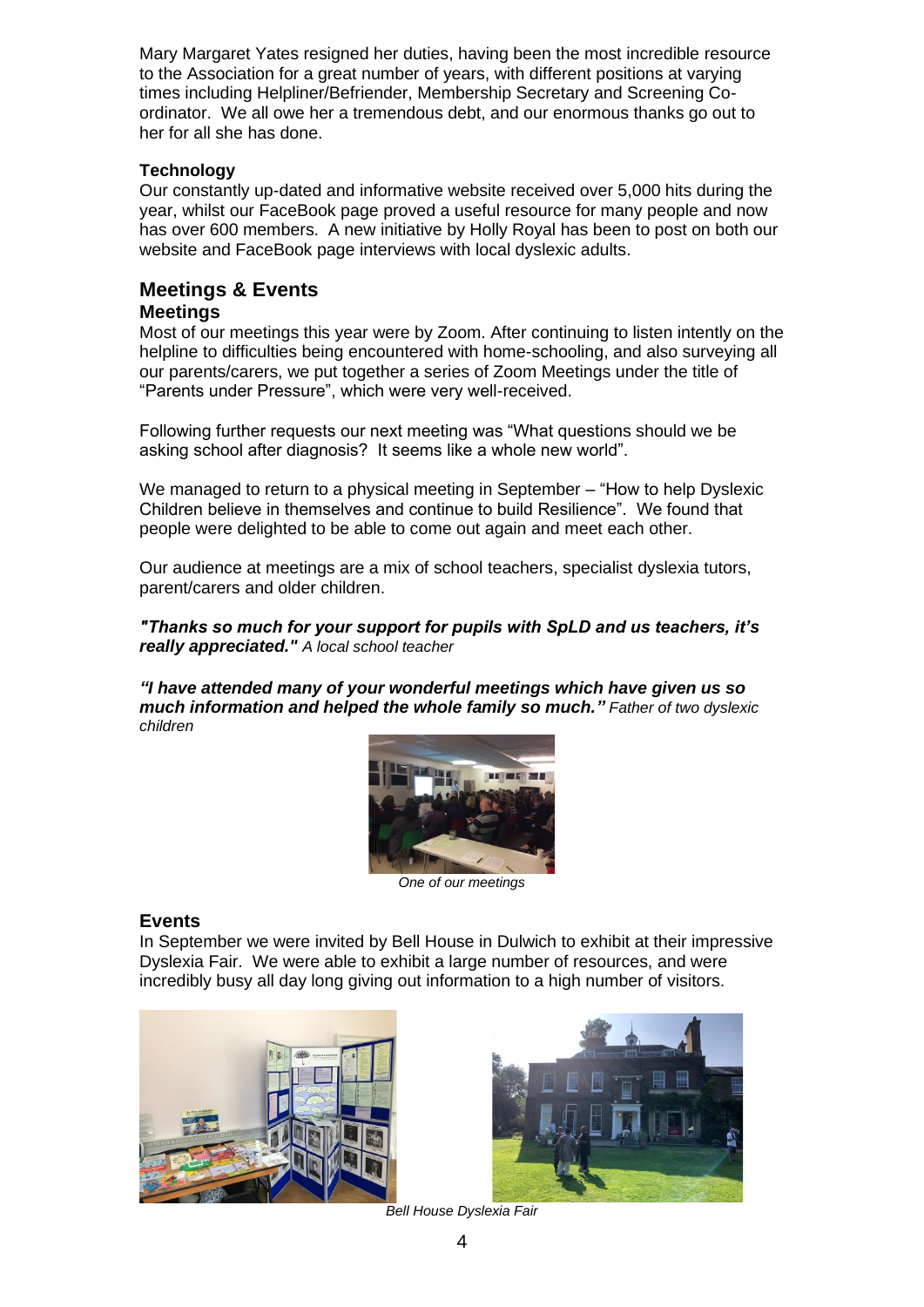Mary Margaret Yates resigned her duties, having been the most incredible resource to the Association for a great number of years, with different positions at varying times including Helpliner/Befriender, Membership Secretary and Screening Co-ordinator. We all owe her a tremendous debt, and our enormous thanks go out to her for all she has done.

### Technology

Our constantly up-dated and informative website received over 5,000 hits during the year, whilst our FaceBook page proved a useful resource for many people and now has over 600 members. A new initiative by Holly Royal has been to post on both our website and FaceBook page interviews with local dyslexic adults.

## Meetings & Events

### Meetings

Most of our meetings this year were by Zoom. After continuing to listen intently on the helpline to difficulties being encountered with home-schooling, and also surveying all our parents/carers, we put together a series of Zoom Meetings under the title of "Parents under Pressure", which were very well-received.

Following further requests our next meeting was "What questions should we be asking school after diagnosis? It seems like a whole new world".

We managed to return to a physical meeting in September – "How to help Dyslexic Children believe in themselves and continue to build Resilience". We found that people were delighted to be able to come out again and meet each other.

Our audience at meetings are a mix of school teachers, specialist dyslexia tutors, parent/carers and older children.

***"Thanks so much for your support for pupils with SpLD and us teachers, it's really appreciated."*** *A local school teacher*

***"I have attended many of your wonderful meetings which have given us so much information and helped the whole family so much."*** *Father of two dyslexic children*

*One of our meetings*

### Events

In September we were invited by Bell House in Dulwich to exhibit at their impressive Dyslexia Fair. We were able to exhibit a large number of resources, and were incredibly busy all day long giving out information to a high number of visitors.

*Bell House Dyslexia Fair*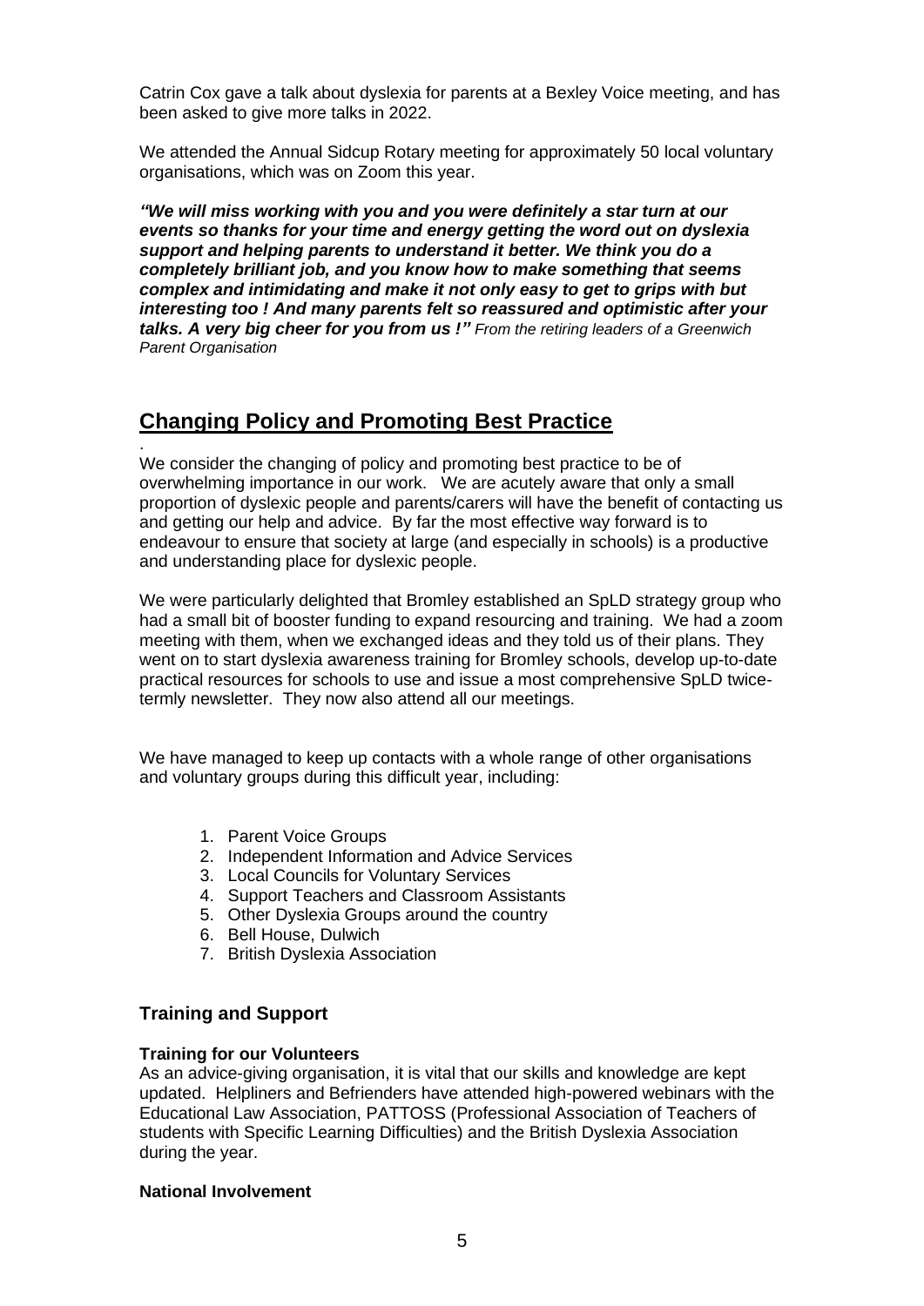Catrin Cox gave a talk about dyslexia for parents at a Bexley Voice meeting, and has been asked to give more talks in 2022.

We attended the Annual Sidcup Rotary meeting for approximately 50 local voluntary organisations, which was on Zoom this year.

***"We will miss working with you and you were definitely a star turn at our events so thanks for your time and energy getting the word out on dyslexia support and helping parents to understand it better. We think you do a completely brilliant job, and you know how to make something that seems complex and intimidating and make it not only easy to get to grips with but interesting too ! And many parents felt so reassured and optimistic after your talks. A very big cheer for you from us !"*** *From the retiring leaders of a Greenwich Parent Organisation*

## Changing Policy and Promoting Best Practice

.
We consider the changing of policy and promoting best practice to be of overwhelming importance in our work. We are acutely aware that only a small proportion of dyslexic people and parents/carers will have the benefit of contacting us and getting our help and advice. By far the most effective way forward is to endeavour to ensure that society at large (and especially in schools) is a productive and understanding place for dyslexic people.

We were particularly delighted that Bromley established an SpLD strategy group who had a small bit of booster funding to expand resourcing and training. We had a zoom meeting with them, when we exchanged ideas and they told us of their plans. They went on to start dyslexia awareness training for Bromley schools, develop up-to-date practical resources for schools to use and issue a most comprehensive SpLD twice-termly newsletter. They now also attend all our meetings.

We have managed to keep up contacts with a whole range of other organisations and voluntary groups during this difficult year, including:

1. Parent Voice Groups
2. Independent Information and Advice Services
3. Local Councils for Voluntary Services
4. Support Teachers and Classroom Assistants
5. Other Dyslexia Groups around the country
6. Bell House, Dulwich
7. British Dyslexia Association

### Training and Support

**Training for our Volunteers**
As an advice-giving organisation, it is vital that our skills and knowledge are kept updated. Helpliners and Befrienders have attended high-powered webinars with the Educational Law Association, PATTOSS (Professional Association of Teachers of students with Specific Learning Difficulties) and the British Dyslexia Association during the year.

**National Involvement**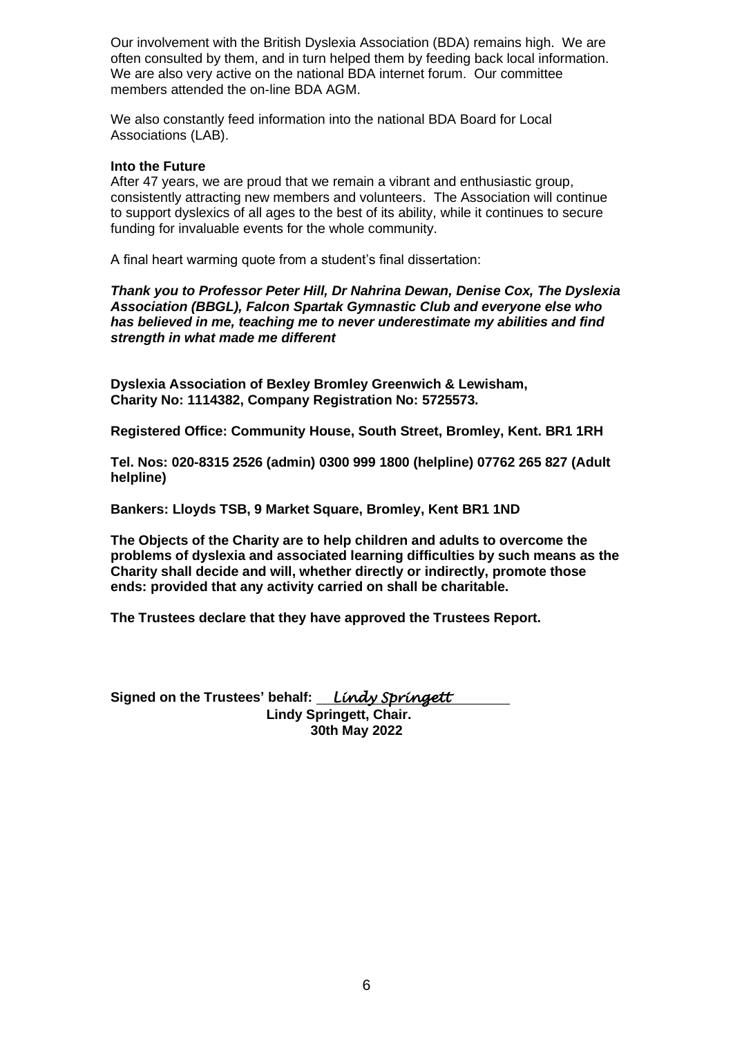Our involvement with the British Dyslexia Association (BDA) remains high. We are often consulted by them, and in turn helped them by feeding back local information. We are also very active on the national BDA internet forum. Our committee members attended the on-line BDA AGM.

We also constantly feed information into the national BDA Board for Local Associations (LAB).

**Into the Future**

After 47 years, we are proud that we remain a vibrant and enthusiastic group, consistently attracting new members and volunteers. The Association will continue to support dyslexics of all ages to the best of its ability, while it continues to secure funding for invaluable events for the whole community.

A final heart warming quote from a student's final dissertation:

***Thank you to Professor Peter Hill, Dr Nahrina Dewan, Denise Cox, The Dyslexia Association (BBGL), Falcon Spartak Gymnastic Club and everyone else who has believed in me, teaching me to never underestimate my abilities and find strength in what made me different***

**Dyslexia Association of Bexley Bromley Greenwich & Lewisham,**
**Charity No: 1114382, Company Registration No: 5725573.**

**Registered Office: Community House, South Street, Bromley, Kent. BR1 1RH**

**Tel. Nos: 020-8315 2526 (admin) 0300 999 1800 (helpline) 07762 265 827 (Adult helpline)**

**Bankers: Lloyds TSB, 9 Market Square, Bromley, Kent BR1 1ND**

**The Objects of the Charity are to help children and adults to overcome the problems of dyslexia and associated learning difficulties by such means as the Charity shall decide and will, whether directly or indirectly, promote those ends: provided that any activity carried on shall be charitable.**

**The Trustees declare that they have approved the Trustees Report.**

**Signed on the Trustees' behalf:** *Lindy Springett*

**Lindy Springett, Chair.**
**30th May 2022**